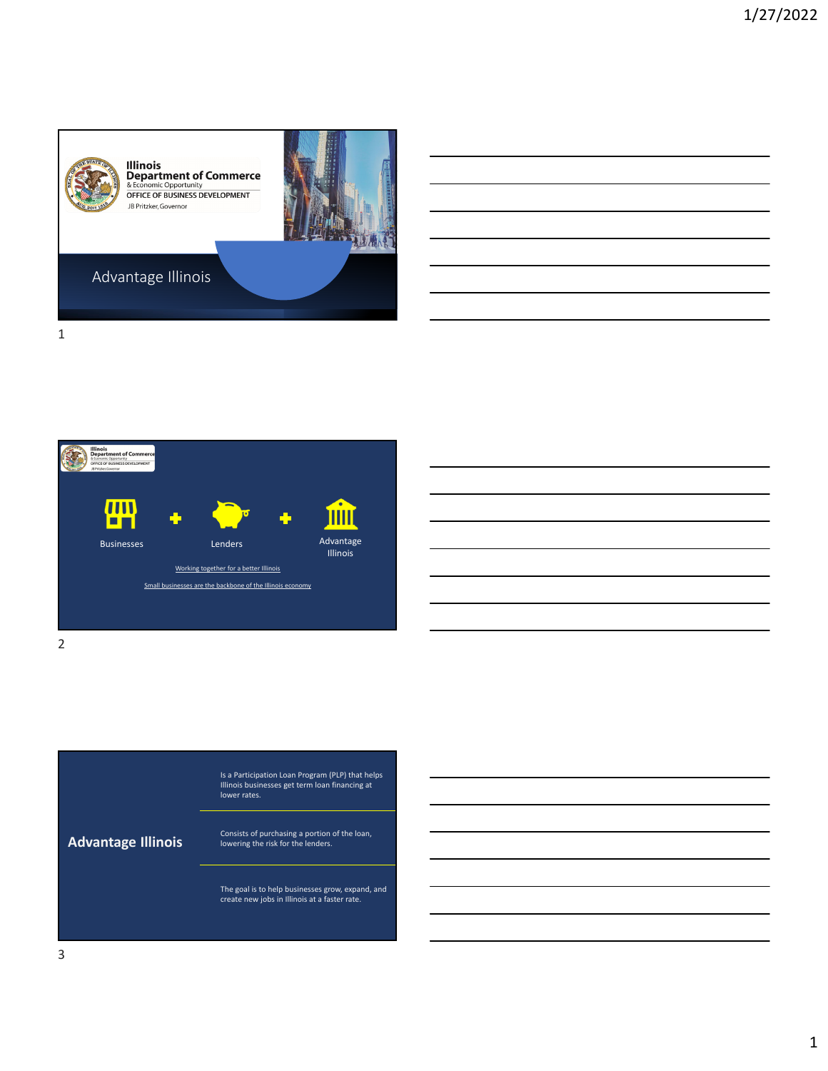Illinois
Department of Commerce
& Economic Opportunity
OFFICE OF BUSINESS DEVELOPMENT
JB Pritzker, Governor

# Advantage Illinois

---

Businesses + Lenders + Advantage Illinois

Working together for a better Illinois

Small businesses are the backbone of the Illinois economy

---

## Advantage Illinois

- Is a Participation Loan Program (PLP) that helps Illinois businesses get term loan financing at lower rates.
- Consists of purchasing a portion of the loan, lowering the risk for the lenders.
- The goal is to help businesses grow, expand, and create new jobs in Illinois at a faster rate.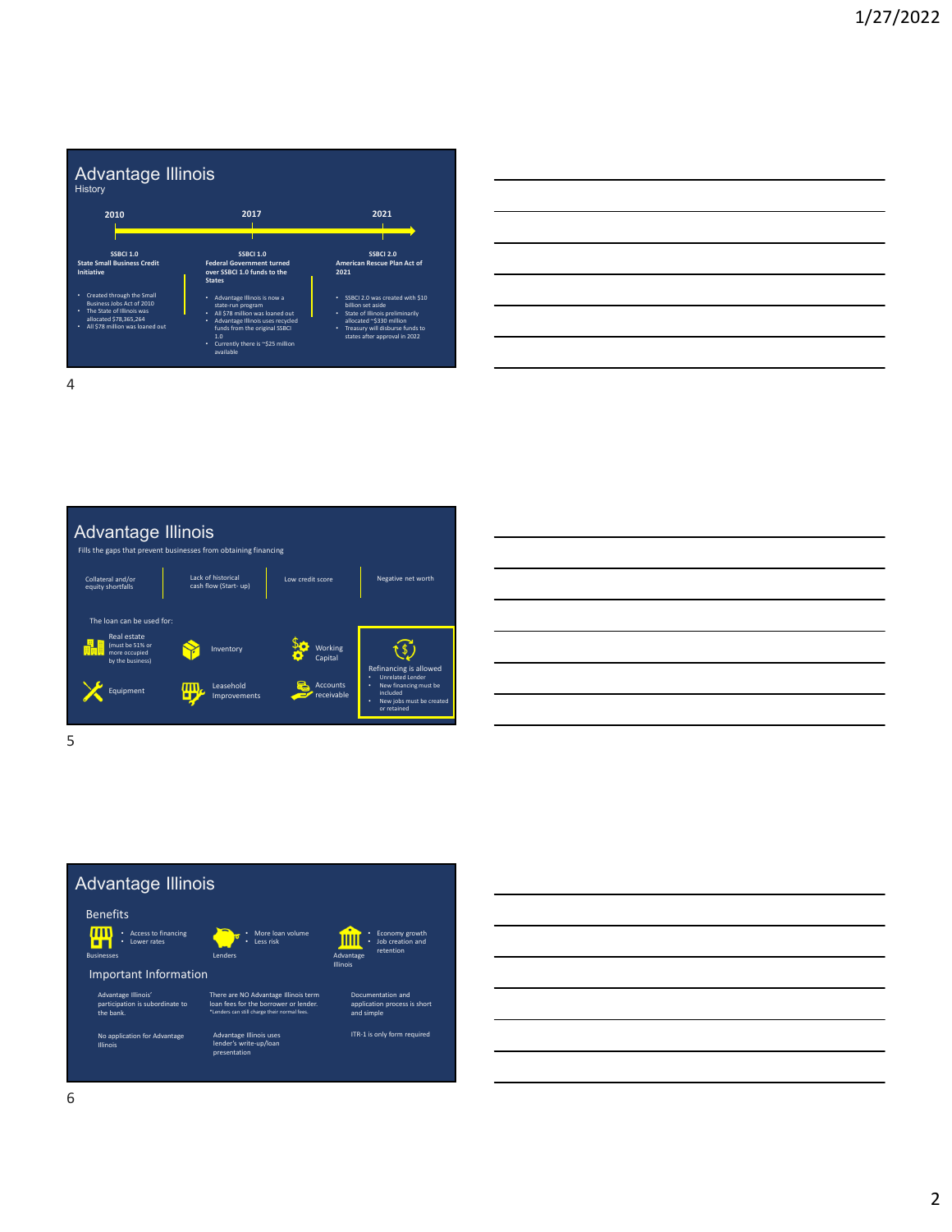# Advantage Illinois

## History

| 2010 | 2017 | 2021 |
|---|---|---|
| **SSBCI 1.0** **State Small Business Credit Initiative** | **SSBCI 1.0** **Federal Government turned over SSBCI 1.0 funds to the States** | **SSBCI 2.0** **American Rescue Plan Act of 2021** |

**2010 – SSBCI 1.0 – State Small Business Credit Initiative**

- Created through the Small Business Jobs Act of 2010
- The State of Illinois was allocated $78,365,264
- All $78 million was loaned out

**2017 – SSBCI 1.0 – Federal Government turned over SSBCI 1.0 funds to the States**

- Advantage Illinois is now a state-run program
- All $78 million was loaned out
- Advantage Illinois uses recycled funds from the original SSBCI 1.0
- Currently there is ~$25 million available

**2021 – SSBCI 2.0 – American Rescue Plan Act of 2021**

- SSBCI 2.0 was created with $10 billion set aside
- State of Illinois preliminarily allocated ~$330 million
- Treasury will disburse funds to states after approval in 2022

# Advantage Illinois

Fills the gaps that prevent businesses from obtaining financing

- Collateral and/or equity shortfalls
- Lack of historical cash flow (Start- up)
- Low credit score
- Negative net worth

The loan can be used for:

- Real estate (must be 51% or more occupied by the business)
- Inventory
- Working Capital
- Equipment
- Leasehold Improvements
- Accounts receivable

Refinancing is allowed
- Unrelated Lender
- New financing must be included
- New jobs must be created or retained

# Advantage Illinois

## Benefits

- **Businesses**
  - Access to financing
  - Lower rates
- **Lenders**
  - More loan volume
  - Less risk
- **Advantage Illinois**
  - Economy growth
  - Job creation and retention

## Important Information

- Advantage Illinois' participation is subordinate to the bank.
- There are NO Advantage Illinois term loan fees for the borrower or lender. *Lenders can still charge their normal fees.
- Documentation and application process is short and simple
- No application for Advantage Illinois
- Advantage Illinois uses lender's write-up/loan presentation
- ITR-1 is only form required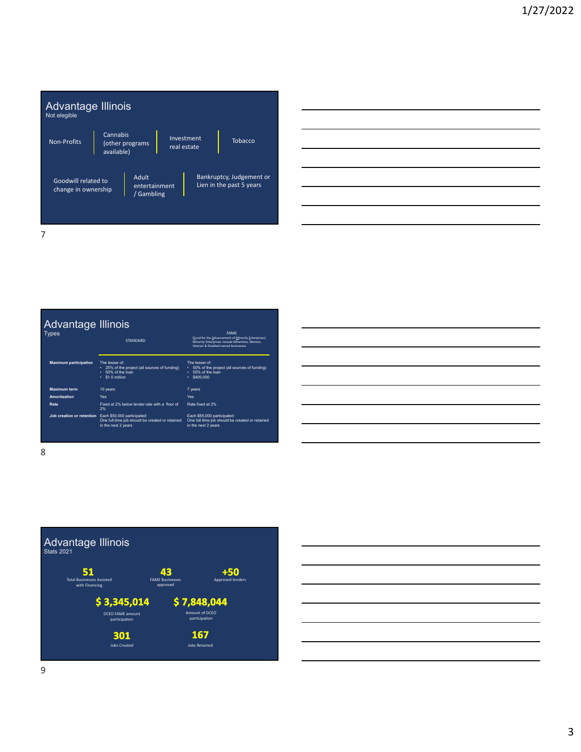## Advantage Illinois

Not elegible

- Non-Profits
- Cannabis (other programs available)
- Investment real estate
- Tobacco
- Goodwill related to change in ownership
- Adult entertainment / Gambling
- Bankruptcy, Judgement or Lien in the past 5 years

## Advantage Illinois

Types

| | STANDARD | FAME (Fund for the Advancement of Minority Enterprises) Minority Enterprises include Minorities, Women, Veteran & Disabled owned businesses |
|---|---|---|
| **Maximum participation** | The lesser of: • 25% of the project (all sources of funding) • 50% of the loan • $1.5 million | The lesser of: • 50% of the project (all sources of funding) • 50% of the loan • $400,000 |
| **Maximum term** | 10 years | 7 years |
| **Amortization** | Yes | Yes |
| **Rate** | Fixed at 2% below lender rate with a floor of 2% | Rate fixed at 2% |
| **Job creation or retention** | Each $50,000 participated: One full time job should be created or retained in the next 2 years | Each $65,000 participated: One full time job should be created or retained in the next 2 years |

## Advantage Illinois

Stats 2021

- **51** Total Businesses Assisted with Financing
- **43** FAME Businesses approved
- **+50** Approved lenders
- **$ 3,345,014** DCEO FAME amount participation
- **$ 7,848,044** Amount of DCEO participation
- **301** Jobs Created
- **167** Jobs Retained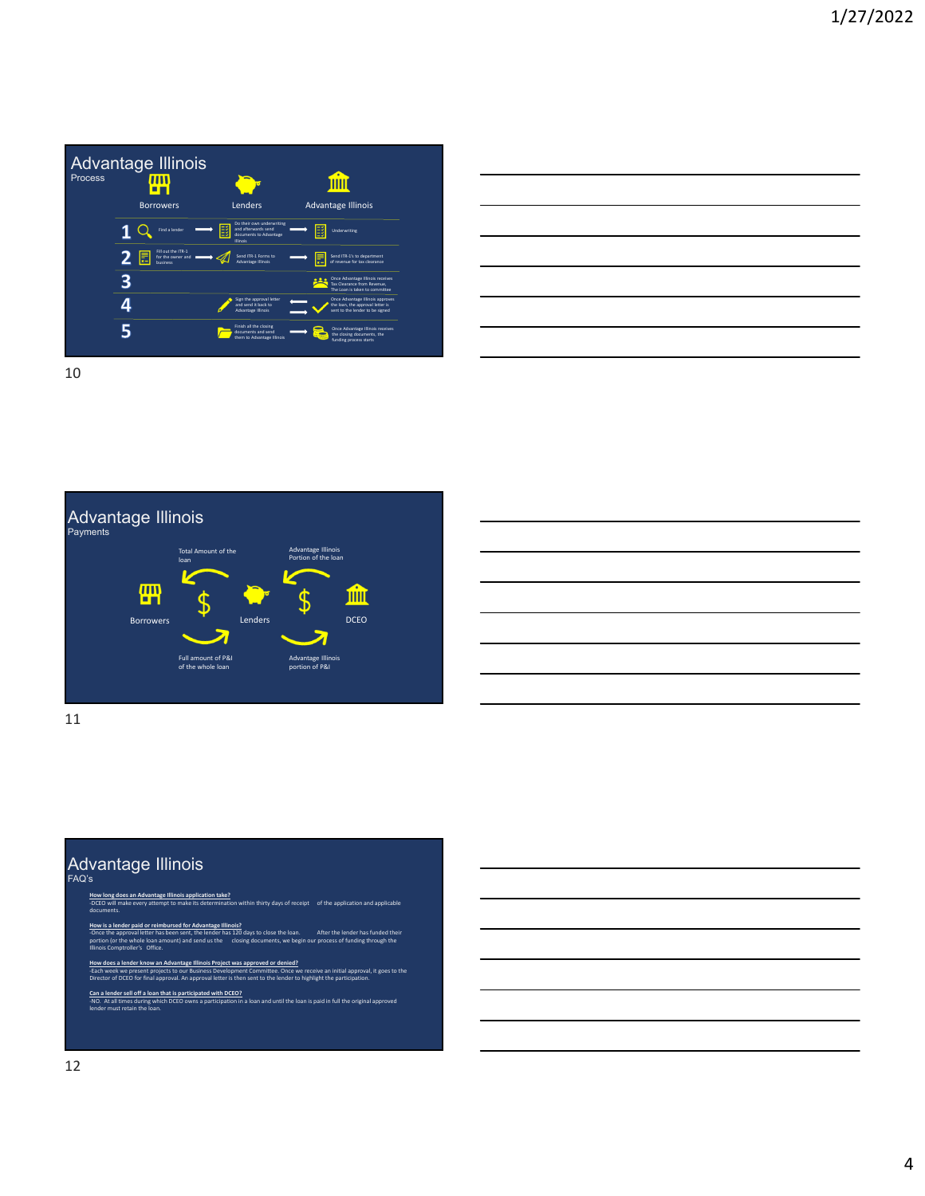## Advantage Illinois

Process

| | Borrowers | Lenders | Advantage Illinois |
|---|---|---|---|
| 1 | Find a lender | Do their own underwriting and afterwards send documents to Advantage Illinois | Underwriting |
| 2 | Fill out the ITR-1 for the owner and business | Send ITR-1 forms to Advantage Illinois | Send ITR-1's to department of revenue for tax clearance |
| 3 | | | Once Advantage Illinois receives Tax Clearance from Revenue, The Loan is taken to committee |
| 4 | | Sign the approval letter and send it back to Advantage Illinois | Once Advantage Illinois approves the loan, the approval letter is sent to the lender to be signed |
| 5 | | Finish all the closing documents and send them to Advantage Illinois | Once Advantage Illinois receives the closing documents, the funding process starts |

## Advantage Illinois

Payments

Borrowers — Lenders — DCEO

- Total Amount of the loan
- Advantage Illinois Portion of the loan
- Full amount of P&I of the whole loan
- Advantage Illinois portion of P&I

## Advantage Illinois

FAQ's

**How long does an Advantage Illinois application take?**
-DCEO will make every attempt to make its determination within thirty days of receipt of the application and applicable documents.

**How is a lender paid or reimbursed for Advantage Illinois?**
-Once the approval letter has been sent, the lender has 120 days to close the loan. After the lender has funded their portion (or the whole loan amount) and send us the closing documents, we begin our process of funding through the Illinois Comptroller's Office.

**How does a lender know an Advantage Illinois Project was approved or denied?**
-Each week we present projects to our Business Development Committee. Once we receive an initial approval, it goes to the Director of DCEO for final approval. An approval letter is then sent to the lender to highlight the participation.

**Can a lender sell off a loan that is participated with DCEO?**
-NO. At all times during which DCEO owns a participation in a loan and until the loan is paid in full the original approved lender must retain the loan.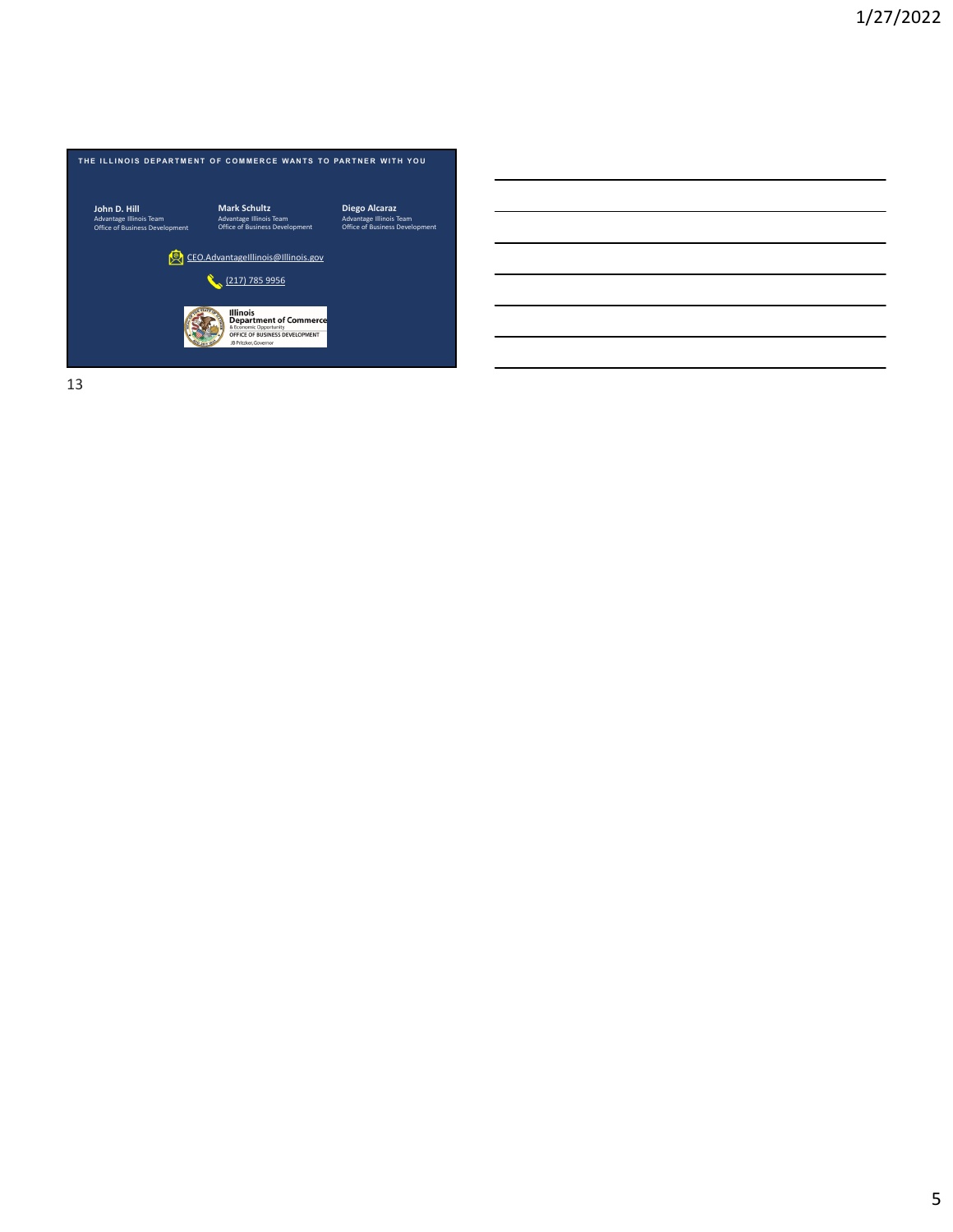## THE ILLINOIS DEPARTMENT OF COMMERCE WANTS TO PARTNER WITH YOU

**John D. Hill**
Advantage Illinois Team
Office of Business Development

**Mark Schultz**
Advantage Illinois Team
Office of Business Development

**Diego Alcaraz**
Advantage Illinois Team
Office of Business Development

CEO.AdvantageIllinois@Illinois.gov

(217) 785 9956

Illinois
Department of Commerce
& Economic Opportunity
OFFICE OF BUSINESS DEVELOPMENT
JB Pritzker, Governor

13